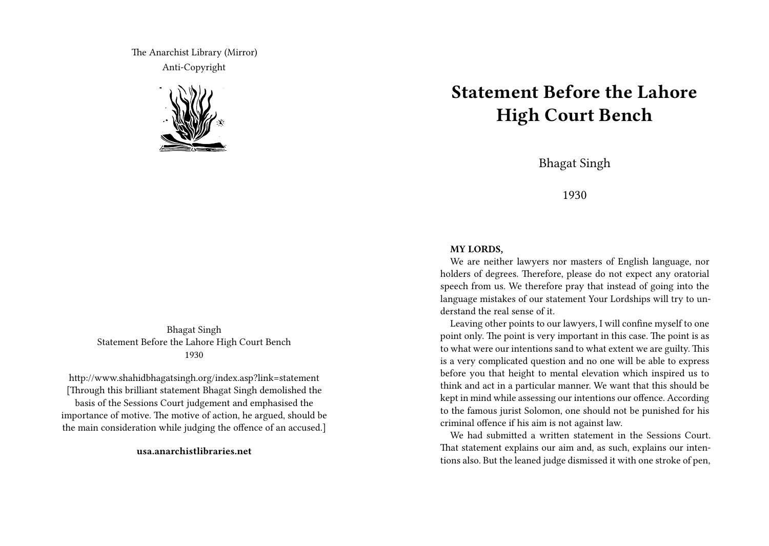The Anarchist Library (Mirror)
Anti-Copyright

Bhagat Singh
Statement Before the Lahore High Court Bench
1930

http://www.shahidbhagatsingh.org/index.asp?link=statement
[Through this brilliant statement Bhagat Singh demolished the basis of the Sessions Court judgement and emphasised the importance of motive. The motive of action, he argued, should be the main consideration while judging the offence of an accused.]

**usa.anarchistlibraries.net**

# Statement Before the Lahore High Court Bench

Bhagat Singh

1930

**MY LORDS,**

We are neither lawyers nor masters of English language, nor holders of degrees. Therefore, please do not expect any oratorial speech from us. We therefore pray that instead of going into the language mistakes of our statement Your Lordships will try to understand the real sense of it.

Leaving other points to our lawyers, I will confine myself to one point only. The point is very important in this case. The point is as to what were our intentions sand to what extent we are guilty. This is a very complicated question and no one will be able to express before you that height to mental elevation which inspired us to think and act in a particular manner. We want that this should be kept in mind while assessing our intentions our offence. According to the famous jurist Solomon, one should not be punished for his criminal offence if his aim is not against law.

We had submitted a written statement in the Sessions Court. That statement explains our aim and, as such, explains our intentions also. But the leaned judge dismissed it with one stroke of pen,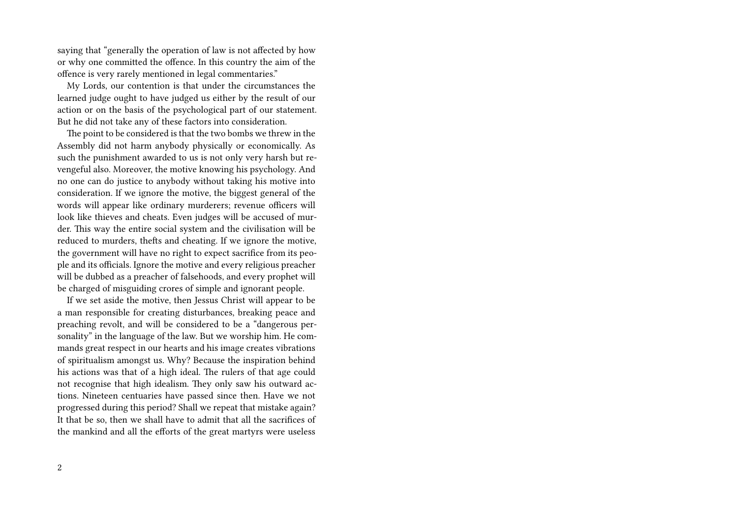saying that "generally the operation of law is not affected by how or why one committed the offence. In this country the aim of the offence is very rarely mentioned in legal commentaries."

My Lords, our contention is that under the circumstances the learned judge ought to have judged us either by the result of our action or on the basis of the psychological part of our statement. But he did not take any of these factors into consideration.

The point to be considered is that the two bombs we threw in the Assembly did not harm anybody physically or economically. As such the punishment awarded to us is not only very harsh but revengeful also. Moreover, the motive knowing his psychology. And no one can do justice to anybody without taking his motive into consideration. If we ignore the motive, the biggest general of the words will appear like ordinary murderers; revenue officers will look like thieves and cheats. Even judges will be accused of murder. This way the entire social system and the civilisation will be reduced to murders, thefts and cheating. If we ignore the motive, the government will have no right to expect sacrifice from its people and its officials. Ignore the motive and every religious preacher will be dubbed as a preacher of falsehoods, and every prophet will be charged of misguiding crores of simple and ignorant people.

If we set aside the motive, then Jessus Christ will appear to be a man responsible for creating disturbances, breaking peace and preaching revolt, and will be considered to be a "dangerous personality" in the language of the law. But we worship him. He commands great respect in our hearts and his image creates vibrations of spiritualism amongst us. Why? Because the inspiration behind his actions was that of a high ideal. The rulers of that age could not recognise that high idealism. They only saw his outward actions. Nineteen centuaries have passed since then. Have we not progressed during this period? Shall we repeat that mistake again? It that be so, then we shall have to admit that all the sacrifices of the mankind and all the efforts of the great martyrs were useless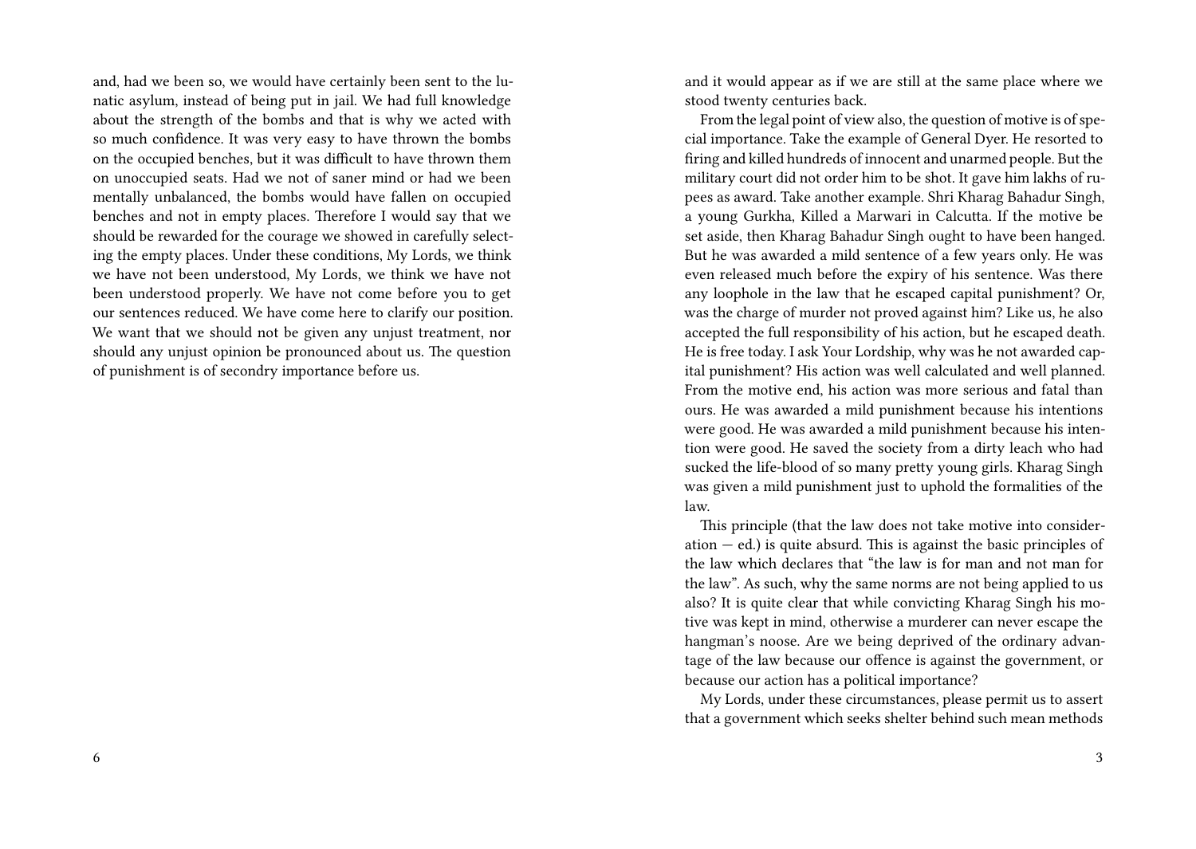and, had we been so, we would have certainly been sent to the lunatic asylum, instead of being put in jail. We had full knowledge about the strength of the bombs and that is why we acted with so much confidence. It was very easy to have thrown the bombs on the occupied benches, but it was difficult to have thrown them on unoccupied seats. Had we not of saner mind or had we been mentally unbalanced, the bombs would have fallen on occupied benches and not in empty places. Therefore I would say that we should be rewarded for the courage we showed in carefully selecting the empty places. Under these conditions, My Lords, we think we have not been understood, My Lords, we think we have not been understood properly. We have not come before you to get our sentences reduced. We have come here to clarify our position. We want that we should not be given any unjust treatment, nor should any unjust opinion be pronounced about us. The question of punishment is of secondry importance before us.

and it would appear as if we are still at the same place where we stood twenty centuries back.

From the legal point of view also, the question of motive is of special importance. Take the example of General Dyer. He resorted to firing and killed hundreds of innocent and unarmed people. But the military court did not order him to be shot. It gave him lakhs of rupees as award. Take another example. Shri Kharag Bahadur Singh, a young Gurkha, Killed a Marwari in Calcutta. If the motive be set aside, then Kharag Bahadur Singh ought to have been hanged. But he was awarded a mild sentence of a few years only. He was even released much before the expiry of his sentence. Was there any loophole in the law that he escaped capital punishment? Or, was the charge of murder not proved against him? Like us, he also accepted the full responsibility of his action, but he escaped death. He is free today. I ask Your Lordship, why was he not awarded capital punishment? His action was well calculated and well planned. From the motive end, his action was more serious and fatal than ours. He was awarded a mild punishment because his intentions were good. He was awarded a mild punishment because his intention were good. He saved the society from a dirty leach who had sucked the life-blood of so many pretty young girls. Kharag Singh was given a mild punishment just to uphold the formalities of the law.

This principle (that the law does not take motive into consideration — ed.) is quite absurd. This is against the basic principles of the law which declares that "the law is for man and not man for the law". As such, why the same norms are not being applied to us also? It is quite clear that while convicting Kharag Singh his motive was kept in mind, otherwise a murderer can never escape the hangman's noose. Are we being deprived of the ordinary advantage of the law because our offence is against the government, or because our action has a political importance?

My Lords, under these circumstances, please permit us to assert that a government which seeks shelter behind such mean methods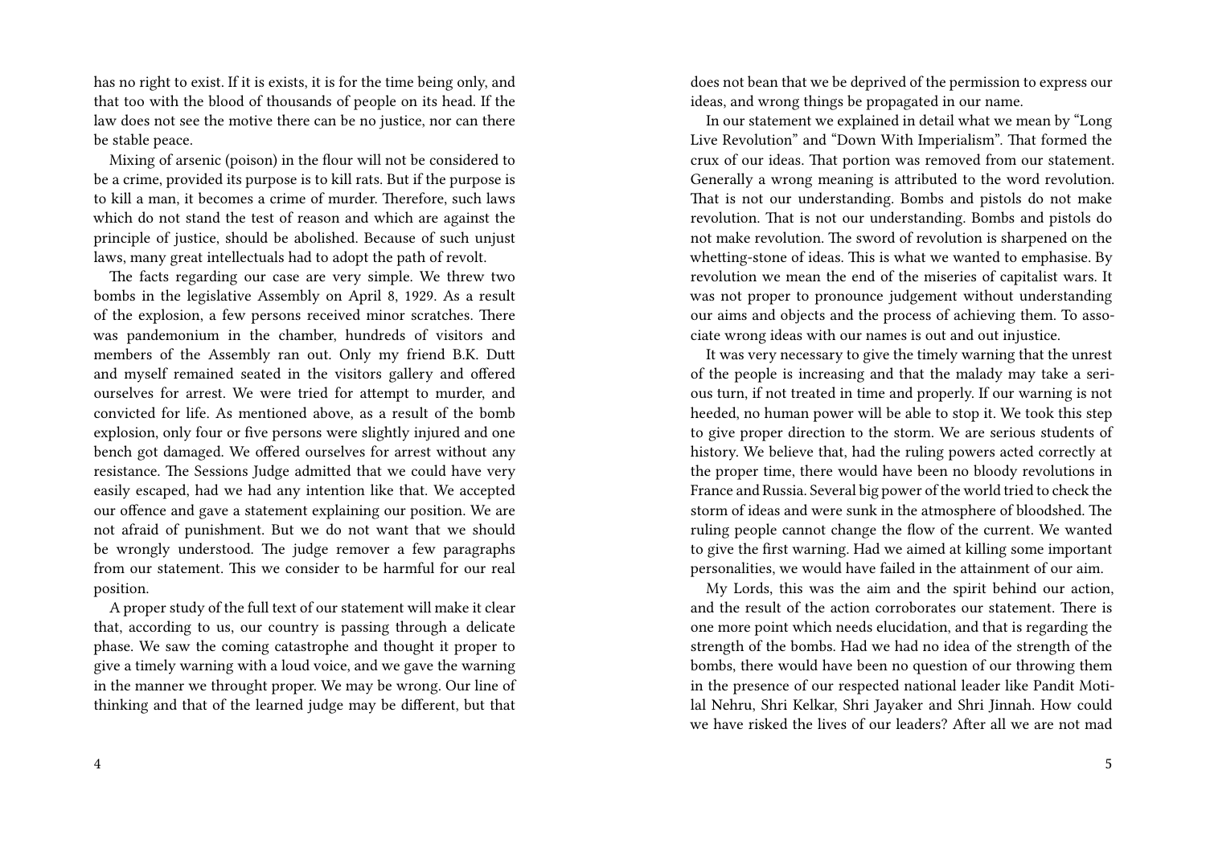has no right to exist. If it is exists, it is for the time being only, and that too with the blood of thousands of people on its head. If the law does not see the motive there can be no justice, nor can there be stable peace.

Mixing of arsenic (poison) in the flour will not be considered to be a crime, provided its purpose is to kill rats. But if the purpose is to kill a man, it becomes a crime of murder. Therefore, such laws which do not stand the test of reason and which are against the principle of justice, should be abolished. Because of such unjust laws, many great intellectuals had to adopt the path of revolt.

The facts regarding our case are very simple. We threw two bombs in the legislative Assembly on April 8, 1929. As a result of the explosion, a few persons received minor scratches. There was pandemonium in the chamber, hundreds of visitors and members of the Assembly ran out. Only my friend B.K. Dutt and myself remained seated in the visitors gallery and offered ourselves for arrest. We were tried for attempt to murder, and convicted for life. As mentioned above, as a result of the bomb explosion, only four or five persons were slightly injured and one bench got damaged. We offered ourselves for arrest without any resistance. The Sessions Judge admitted that we could have very easily escaped, had we had any intention like that. We accepted our offence and gave a statement explaining our position. We are not afraid of punishment. But we do not want that we should be wrongly understood. The judge remover a few paragraphs from our statement. This we consider to be harmful for our real position.

A proper study of the full text of our statement will make it clear that, according to us, our country is passing through a delicate phase. We saw the coming catastrophe and thought it proper to give a timely warning with a loud voice, and we gave the warning in the manner we throught proper. We may be wrong. Our line of thinking and that of the learned judge may be different, but that does not bean that we be deprived of the permission to express our ideas, and wrong things be propagated in our name.

In our statement we explained in detail what we mean by "Long Live Revolution" and "Down With Imperialism". That formed the crux of our ideas. That portion was removed from our statement. Generally a wrong meaning is attributed to the word revolution. That is not our understanding. Bombs and pistols do not make revolution. That is not our understanding. Bombs and pistols do not make revolution. The sword of revolution is sharpened on the whetting-stone of ideas. This is what we wanted to emphasise. By revolution we mean the end of the miseries of capitalist wars. It was not proper to pronounce judgement without understanding our aims and objects and the process of achieving them. To associate wrong ideas with our names is out and out injustice.

It was very necessary to give the timely warning that the unrest of the people is increasing and that the malady may take a serious turn, if not treated in time and properly. If our warning is not heeded, no human power will be able to stop it. We took this step to give proper direction to the storm. We are serious students of history. We believe that, had the ruling powers acted correctly at the proper time, there would have been no bloody revolutions in France and Russia. Several big power of the world tried to check the storm of ideas and were sunk in the atmosphere of bloodshed. The ruling people cannot change the flow of the current. We wanted to give the first warning. Had we aimed at killing some important personalities, we would have failed in the attainment of our aim.

My Lords, this was the aim and the spirit behind our action, and the result of the action corroborates our statement. There is one more point which needs elucidation, and that is regarding the strength of the bombs. Had we had no idea of the strength of the bombs, there would have been no question of our throwing them in the presence of our respected national leader like Pandit Motilal Nehru, Shri Kelkar, Shri Jayaker and Shri Jinnah. How could we have risked the lives of our leaders? After all we are not mad